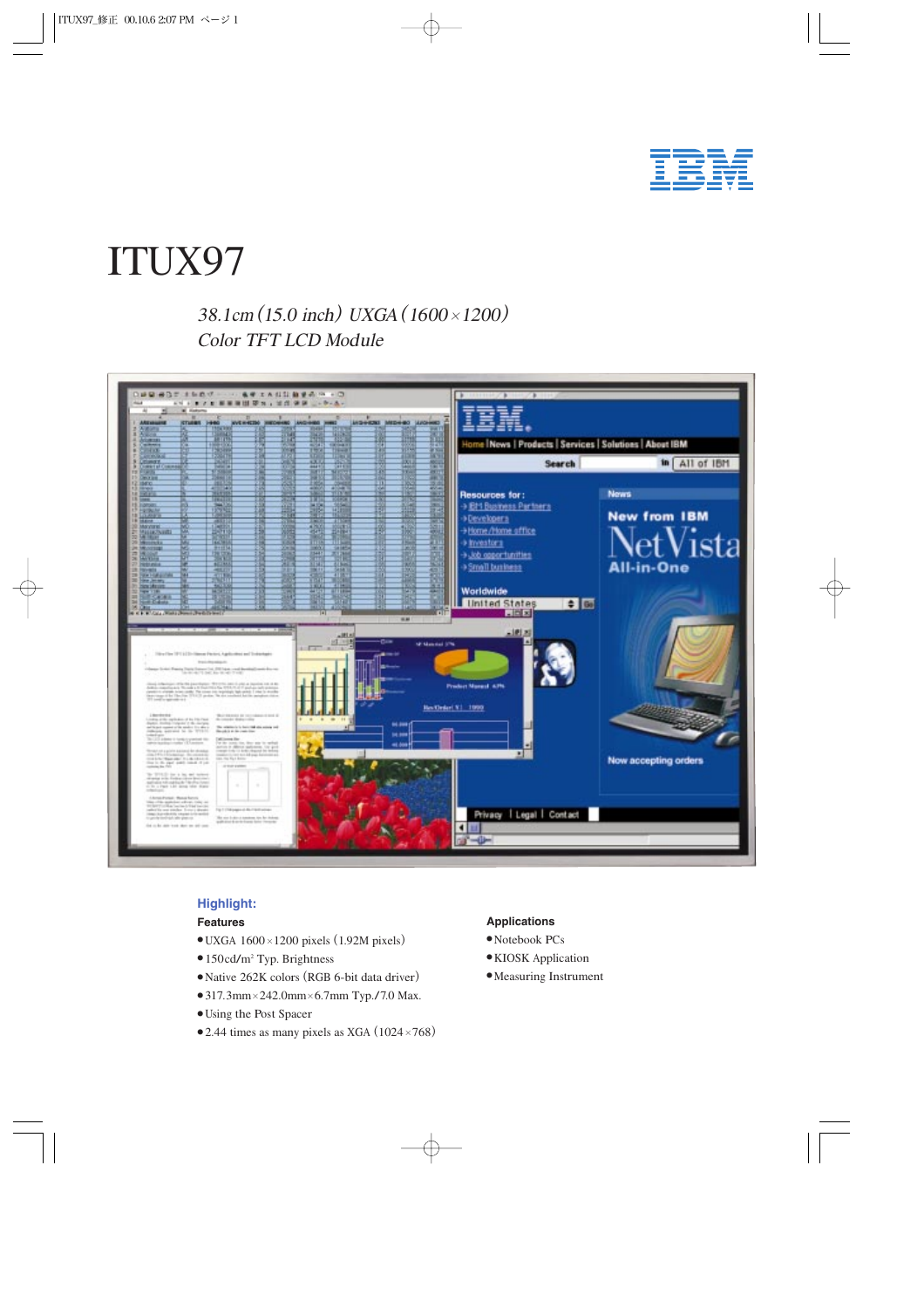IBM

# ITUX97

*38.1cm (15.0 inch) UXGA (1600×1200)*
*Color TFT LCD Module*

## Highlight:

### Features

- UXGA 1600×1200 pixels (1.92M pixels)
- 150cd/m$^2$ Typ. Brightness
- Native 262K colors (RGB 6-bit data driver)
- 317.3mm×242.0mm×6.7mm Typ./7.0 Max.
- Using the Post Spacer
- 2.44 times as many pixels as XGA (1024×768)

### Applications

- Notebook PCs
- KIOSK Application
- Measuring Instrument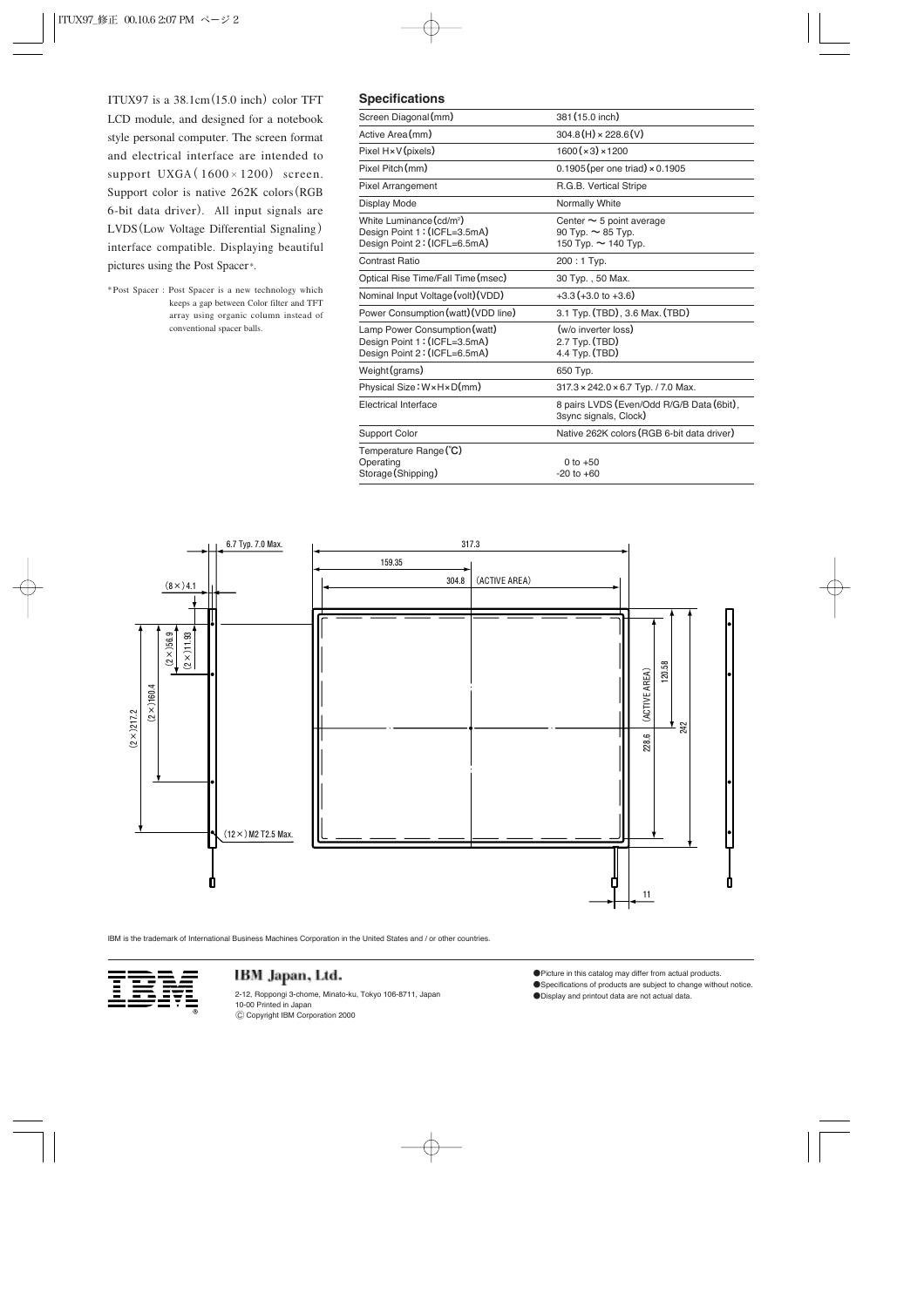ITUX97 is a 38.1cm(15.0 inch) color TFT LCD module, and designed for a notebook style personal computer. The screen format and electrical interface are intended to support UXGA(1600×1200) screen. Support color is native 262K colors(RGB 6-bit data driver). All input signals are LVDS(Low Voltage Differential Signaling) interface compatible. Displaying beautiful pictures using the Post Spacer*.

*Post Spacer : Post Spacer is a new technology which keeps a gap between Color filter and TFT array using organic column instead of conventional spacer balls.

## Specifications

| | |
|---|---|
| Screen Diagonal(mm) | 381(15.0 inch) |
| Active Area(mm) | 304.8(H)×228.6(V) |
| Pixel H×V(pixels) | 1600(×3)×1200 |
| Pixel Pitch(mm) | 0.1905(per one triad)×0.1905 |
| Pixel Arrangement | R.G.B. Vertical Stripe |
| Display Mode | Normally White |
| White Luminance(cd/m²)<br>Design Point 1:(ICFL=3.5mA)<br>Design Point 2:(ICFL=6.5mA) | Center ~ 5 point average<br>90 Typ. ~ 85 Typ.<br>150 Typ. ~ 140 Typ. |
| Contrast Ratio | 200 : 1 Typ. |
| Optical Rise Time/Fall Time(msec) | 30 Typ. , 50 Max. |
| Nominal Input Voltage(volt)(VDD) | +3.3(+3.0 to +3.6) |
| Power Consumption(watt)(VDD line) | 3.1 Typ.(TBD), 3.6 Max.(TBD) |
| Lamp Power Consumption(watt)<br>Design Point 1:(ICFL=3.5mA)<br>Design Point 2:(ICFL=6.5mA) | (w/o inverter loss)<br>2.7 Typ.(TBD)<br>4.4 Typ.(TBD) |
| Weight(grams) | 650 Typ. |
| Physical Size:W×H×D(mm) | 317.3×242.0×6.7 Typ. / 7.0 Max. |
| Electrical Interface | 8 pairs LVDS(Even/Odd R/G/B Data(6bit), 3sync signals, Clock) |
| Support Color | Native 262K colors(RGB 6-bit data driver) |
| Temperature Range(℃)<br>Operating<br>Storage(Shipping) | <br>0 to +50<br>-20 to +60 |

6.7 Typ. 7.0 Max.
317.3
159.35
304.8 (ACTIVE AREA)
(8×)4.1
(2×)56.9
(2×)11.93
(2×)160.4
(2×)217.2
(12×)M2 T2.5 Max.
120.58
(ACTIVE AREA)
228.6
242
11

IBM is the trademark of International Business Machines Corporation in the United States and / or other countries.

**IBM Japan, Ltd.**

2-12, Roppongi 3-chome, Minato-ku, Tokyo 106-8711, Japan
10-00 Printed in Japan
© Copyright IBM Corporation 2000

- Picture in this catalog may differ from actual products.
- Specifications of products are subject to change without notice.
- Display and printout data are not actual data.